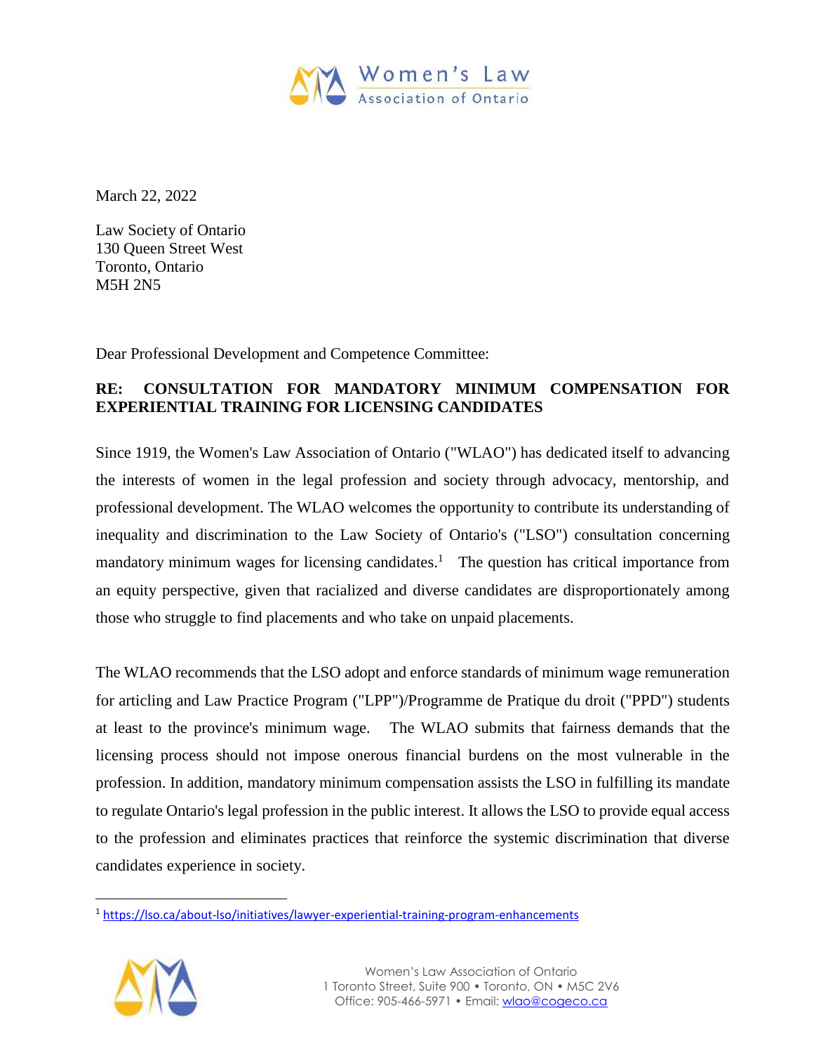Women's Law Association of Ontario

March 22, 2022

Law Society of Ontario  
130 Queen Street West  
Toronto, Ontario  
M5H 2N5

Dear Professional Development and Competence Committee:

**RE: CONSULTATION FOR MANDATORY MINIMUM COMPENSATION FOR EXPERIENTIAL TRAINING FOR LICENSING CANDIDATES**

Since 1919, the Women's Law Association of Ontario ("WLAO") has dedicated itself to advancing the interests of women in the legal profession and society through advocacy, mentorship, and professional development. The WLAO welcomes the opportunity to contribute its understanding of inequality and discrimination to the Law Society of Ontario's ("LSO") consultation concerning mandatory minimum wages for licensing candidates.[1] The question has critical importance from an equity perspective, given that racialized and diverse candidates are disproportionately among those who struggle to find placements and who take on unpaid placements.

The WLAO recommends that the LSO adopt and enforce standards of minimum wage remuneration for articling and Law Practice Program ("LPP")/Programme de Pratique du droit ("PPD") students at least to the province's minimum wage. The WLAO submits that fairness demands that the licensing process should not impose onerous financial burdens on the most vulnerable in the profession. In addition, mandatory minimum compensation assists the LSO in fulfilling its mandate to regulate Ontario's legal profession in the public interest. It allows the LSO to provide equal access to the profession and eliminates practices that reinforce the systemic discrimination that diverse candidates experience in society.

[1] https://lso.ca/about-lso/initiatives/lawyer-experiential-training-program-enhancements

Women's Law Association of Ontario  
1 Toronto Street, Suite 900 • Toronto, ON • M5C 2V6  
Office: 905-466-5971 • Email: wlao@cogeco.ca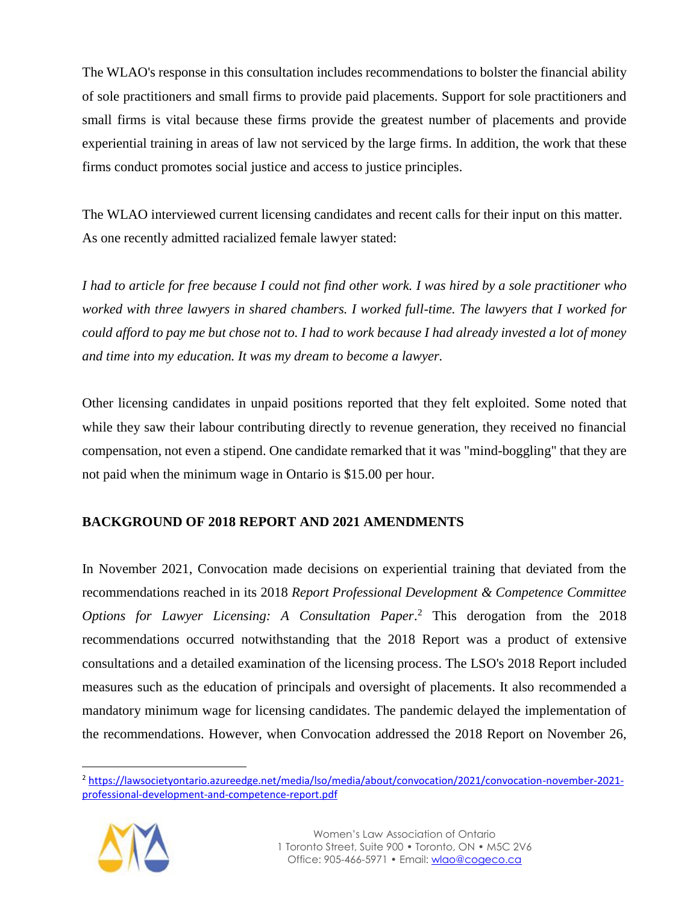The WLAO's response in this consultation includes recommendations to bolster the financial ability of sole practitioners and small firms to provide paid placements. Support for sole practitioners and small firms is vital because these firms provide the greatest number of placements and provide experiential training in areas of law not serviced by the large firms. In addition, the work that these firms conduct promotes social justice and access to justice principles.

The WLAO interviewed current licensing candidates and recent calls for their input on this matter. As one recently admitted racialized female lawyer stated:

*I had to article for free because I could not find other work. I was hired by a sole practitioner who worked with three lawyers in shared chambers. I worked full-time. The lawyers that I worked for could afford to pay me but chose not to. I had to work because I had already invested a lot of money and time into my education. It was my dream to become a lawyer.*

Other licensing candidates in unpaid positions reported that they felt exploited. Some noted that while they saw their labour contributing directly to revenue generation, they received no financial compensation, not even a stipend. One candidate remarked that it was "mind-boggling" that they are not paid when the minimum wage in Ontario is $15.00 per hour.

## BACKGROUND OF 2018 REPORT AND 2021 AMENDMENTS

In November 2021, Convocation made decisions on experiential training that deviated from the recommendations reached in its 2018 *Report Professional Development & Competence Committee Options for Lawyer Licensing: A Consultation Paper*.[2] This derogation from the 2018 recommendations occurred notwithstanding that the 2018 Report was a product of extensive consultations and a detailed examination of the licensing process. The LSO's 2018 Report included measures such as the education of principals and oversight of placements. It also recommended a mandatory minimum wage for licensing candidates. The pandemic delayed the implementation of the recommendations. However, when Convocation addressed the 2018 Report on November 26,

[2] https://lawsocietyontario.azureedge.net/media/lso/media/about/convocation/2021/convocation-november-2021-professional-development-and-competence-report.pdf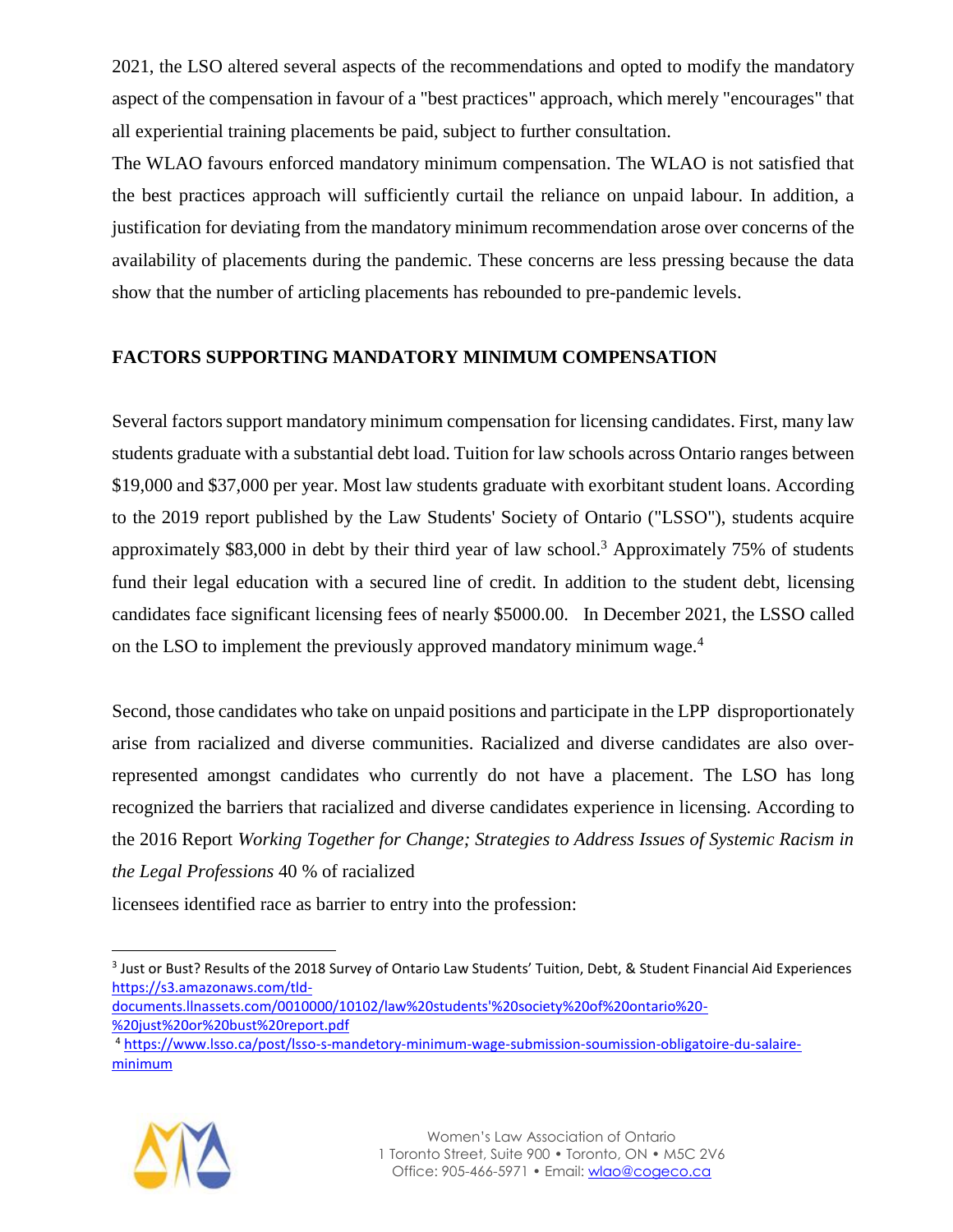2021, the LSO altered several aspects of the recommendations and opted to modify the mandatory aspect of the compensation in favour of a "best practices" approach, which merely "encourages" that all experiential training placements be paid, subject to further consultation.

The WLAO favours enforced mandatory minimum compensation. The WLAO is not satisfied that the best practices approach will sufficiently curtail the reliance on unpaid labour. In addition, a justification for deviating from the mandatory minimum recommendation arose over concerns of the availability of placements during the pandemic. These concerns are less pressing because the data show that the number of articling placements has rebounded to pre-pandemic levels.

**FACTORS SUPPORTING MANDATORY MINIMUM COMPENSATION**

Several factors support mandatory minimum compensation for licensing candidates. First, many law students graduate with a substantial debt load. Tuition for law schools across Ontario ranges between $19,000 and $37,000 per year. Most law students graduate with exorbitant student loans. According to the 2019 report published by the Law Students' Society of Ontario ("LSSO"), students acquire approximately $83,000 in debt by their third year of law school.[3] Approximately 75% of students fund their legal education with a secured line of credit. In addition to the student debt, licensing candidates face significant licensing fees of nearly $5000.00. In December 2021, the LSSO called on the LSO to implement the previously approved mandatory minimum wage.[4]

Second, those candidates who take on unpaid positions and participate in the LPP disproportionately arise from racialized and diverse communities. Racialized and diverse candidates are also over-represented amongst candidates who currently do not have a placement. The LSO has long recognized the barriers that racialized and diverse candidates experience in licensing. According to the 2016 Report *Working Together for Change; Strategies to Address Issues of Systemic Racism in the Legal Professions* 40 % of racialized licensees identified race as barrier to entry into the profession:

---

[3] Just or Bust? Results of the 2018 Survey of Ontario Law Students' Tuition, Debt, & Student Financial Aid Experiences https://s3.amazonaws.com/tld-documents.llnassets.com/0010000/10102/law%20students'%20society%20of%20ontario%20-%20just%20or%20bust%20report.pdf

[4] https://www.lsso.ca/post/lsso-s-mandetory-minimum-wage-submission-soumission-obligatoire-du-salaire-minimum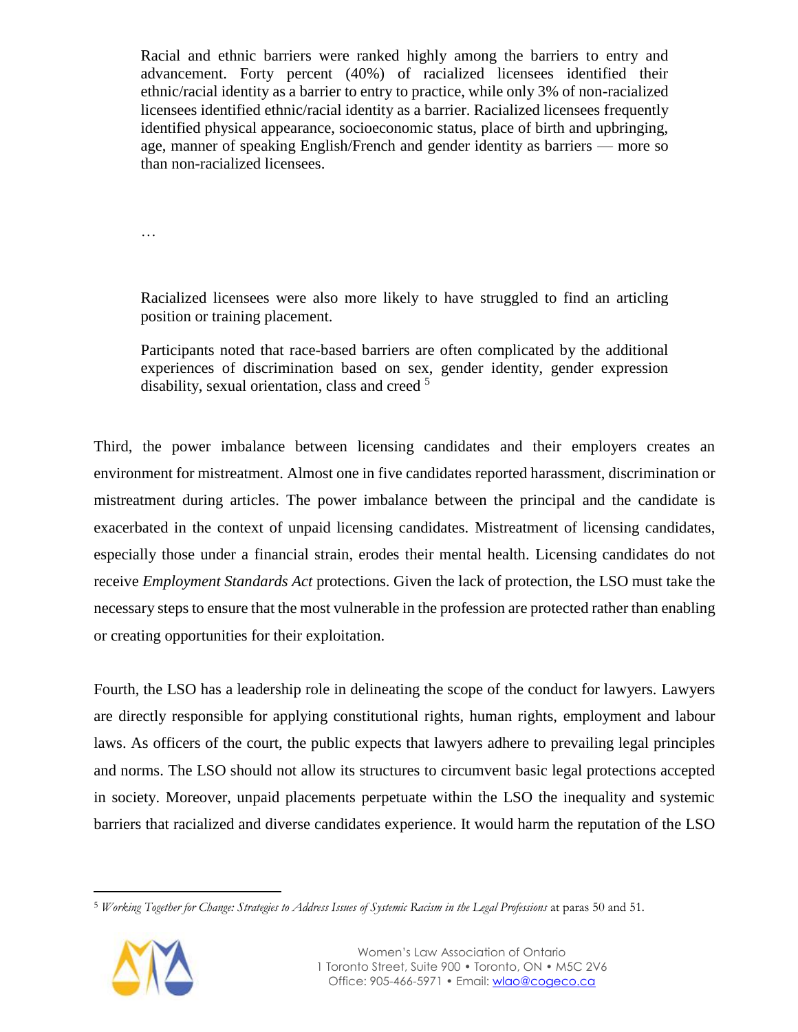> Racial and ethnic barriers were ranked highly among the barriers to entry and advancement. Forty percent (40%) of racialized licensees identified their ethnic/racial identity as a barrier to entry to practice, while only 3% of non-racialized licensees identified ethnic/racial identity as a barrier. Racialized licensees frequently identified physical appearance, socioeconomic status, place of birth and upbringing, age, manner of speaking English/French and gender identity as barriers — more so than non-racialized licensees.
>
> …
>
> Racialized licensees were also more likely to have struggled to find an articling position or training placement.
>
> Participants noted that race-based barriers are often complicated by the additional experiences of discrimination based on sex, gender identity, gender expression disability, sexual orientation, class and creed [5]

Third, the power imbalance between licensing candidates and their employers creates an environment for mistreatment. Almost one in five candidates reported harassment, discrimination or mistreatment during articles. The power imbalance between the principal and the candidate is exacerbated in the context of unpaid licensing candidates. Mistreatment of licensing candidates, especially those under a financial strain, erodes their mental health. Licensing candidates do not receive *Employment Standards Act* protections. Given the lack of protection, the LSO must take the necessary steps to ensure that the most vulnerable in the profession are protected rather than enabling or creating opportunities for their exploitation.

Fourth, the LSO has a leadership role in delineating the scope of the conduct for lawyers. Lawyers are directly responsible for applying constitutional rights, human rights, employment and labour laws. As officers of the court, the public expects that lawyers adhere to prevailing legal principles and norms. The LSO should not allow its structures to circumvent basic legal protections accepted in society. Moreover, unpaid placements perpetuate within the LSO the inequality and systemic barriers that racialized and diverse candidates experience. It would harm the reputation of the LSO

[5] *Working Together for Change: Strategies to Address Issues of Systemic Racism in the Legal Professions* at paras 50 and 51.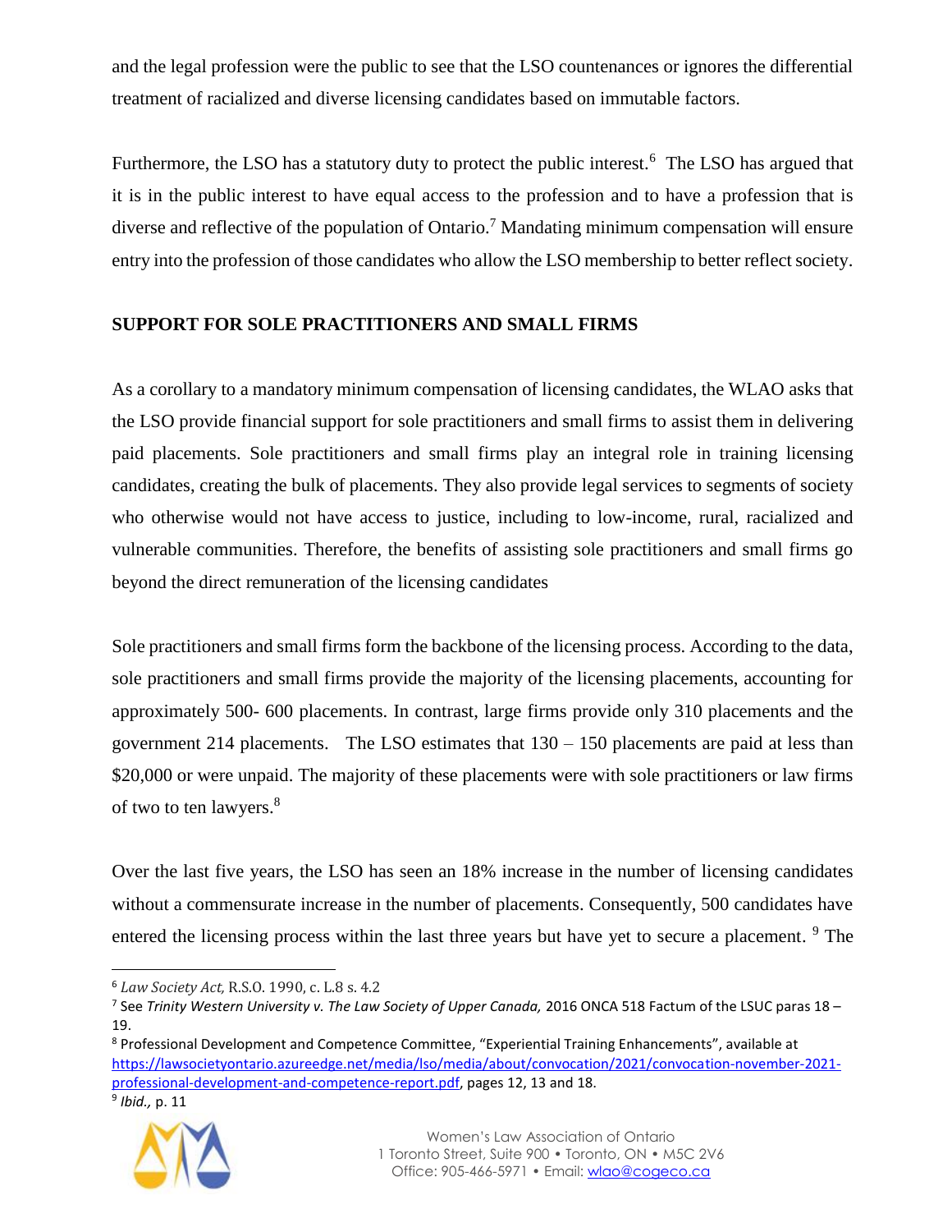and the legal profession were the public to see that the LSO countenances or ignores the differential treatment of racialized and diverse licensing candidates based on immutable factors.

Furthermore, the LSO has a statutory duty to protect the public interest.[6] The LSO has argued that it is in the public interest to have equal access to the profession and to have a profession that is diverse and reflective of the population of Ontario.[7] Mandating minimum compensation will ensure entry into the profession of those candidates who allow the LSO membership to better reflect society.

**SUPPORT FOR SOLE PRACTITIONERS AND SMALL FIRMS**

As a corollary to a mandatory minimum compensation of licensing candidates, the WLAO asks that the LSO provide financial support for sole practitioners and small firms to assist them in delivering paid placements. Sole practitioners and small firms play an integral role in training licensing candidates, creating the bulk of placements. They also provide legal services to segments of society who otherwise would not have access to justice, including to low-income, rural, racialized and vulnerable communities. Therefore, the benefits of assisting sole practitioners and small firms go beyond the direct remuneration of the licensing candidates

Sole practitioners and small firms form the backbone of the licensing process. According to the data, sole practitioners and small firms provide the majority of the licensing placements, accounting for approximately 500- 600 placements. In contrast, large firms provide only 310 placements and the government 214 placements. The LSO estimates that 130 – 150 placements are paid at less than $20,000 or were unpaid. The majority of these placements were with sole practitioners or law firms of two to ten lawyers.[8]

Over the last five years, the LSO has seen an 18% increase in the number of licensing candidates without a commensurate increase in the number of placements. Consequently, 500 candidates have entered the licensing process within the last three years but have yet to secure a placement. [9] The

---

[6] *Law Society Act,* R.S.O. 1990, c. L.8 s. 4.2

[7] See *Trinity Western University v. The Law Society of Upper Canada,* 2016 ONCA 518 Factum of the LSUC paras 18 – 19.

[8] Professional Development and Competence Committee, "Experiential Training Enhancements", available at https://lawsocietyontario.azureedge.net/media/lso/media/about/convocation/2021/convocation-november-2021-professional-development-and-competence-report.pdf, pages 12, 13 and 18.

[9] *Ibid.,* p. 11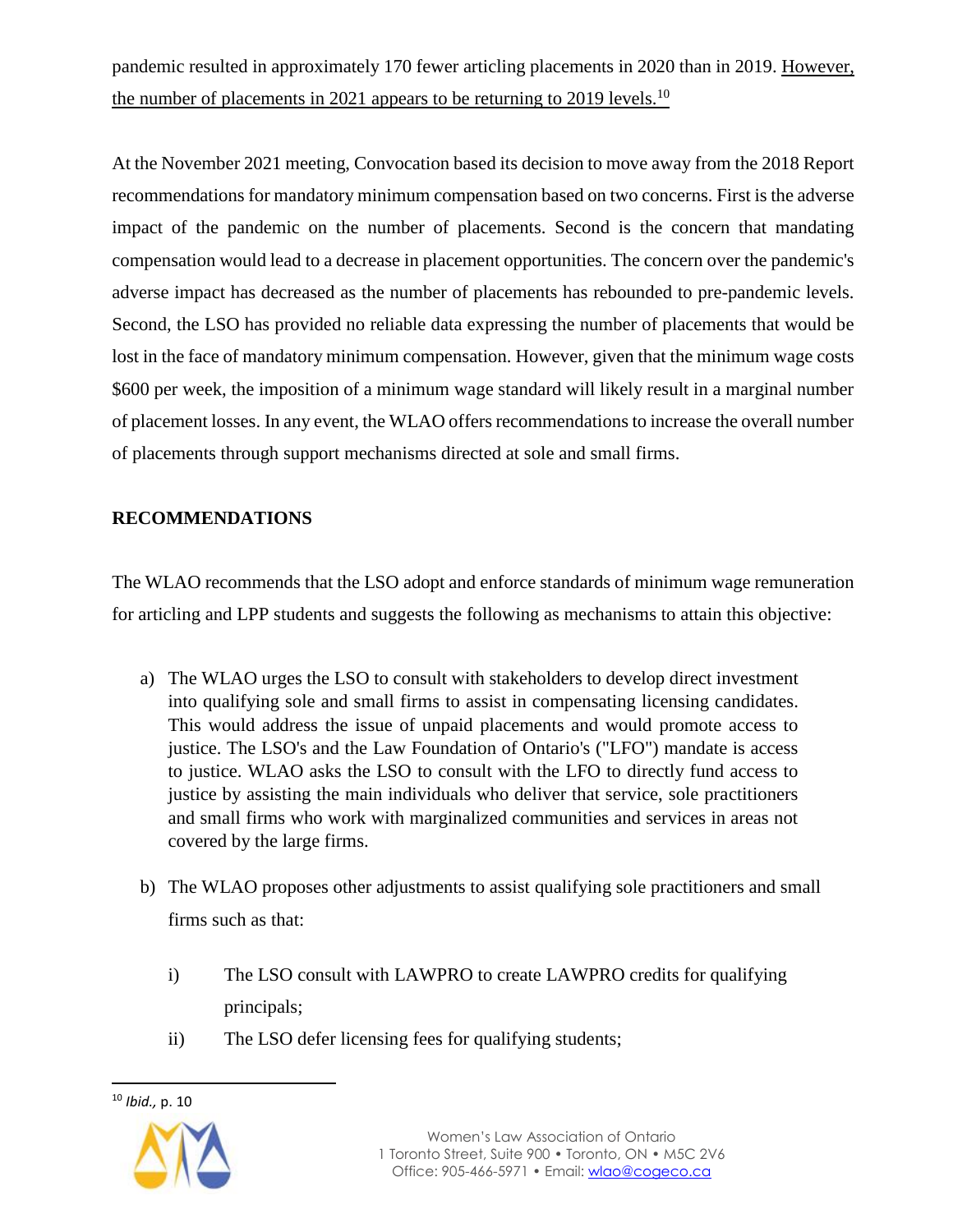pandemic resulted in approximately 170 fewer articling placements in 2020 than in 2019. However, the number of placements in 2021 appears to be returning to 2019 levels.[10]

At the November 2021 meeting, Convocation based its decision to move away from the 2018 Report recommendations for mandatory minimum compensation based on two concerns. First is the adverse impact of the pandemic on the number of placements. Second is the concern that mandating compensation would lead to a decrease in placement opportunities. The concern over the pandemic's adverse impact has decreased as the number of placements has rebounded to pre-pandemic levels. Second, the LSO has provided no reliable data expressing the number of placements that would be lost in the face of mandatory minimum compensation. However, given that the minimum wage costs $600 per week, the imposition of a minimum wage standard will likely result in a marginal number of placement losses. In any event, the WLAO offers recommendations to increase the overall number of placements through support mechanisms directed at sole and small firms.

**RECOMMENDATIONS**

The WLAO recommends that the LSO adopt and enforce standards of minimum wage remuneration for articling and LPP students and suggests the following as mechanisms to attain this objective:

a) The WLAO urges the LSO to consult with stakeholders to develop direct investment into qualifying sole and small firms to assist in compensating licensing candidates. This would address the issue of unpaid placements and would promote access to justice. The LSO's and the Law Foundation of Ontario's ("LFO") mandate is access to justice. WLAO asks the LSO to consult with the LFO to directly fund access to justice by assisting the main individuals who deliver that service, sole practitioners and small firms who work with marginalized communities and services in areas not covered by the large firms.

b) The WLAO proposes other adjustments to assist qualifying sole practitioners and small firms such as that:

   i) The LSO consult with LAWPRO to create LAWPRO credits for qualifying principals;

   ii) The LSO defer licensing fees for qualifying students;

[10] *Ibid.*, p. 10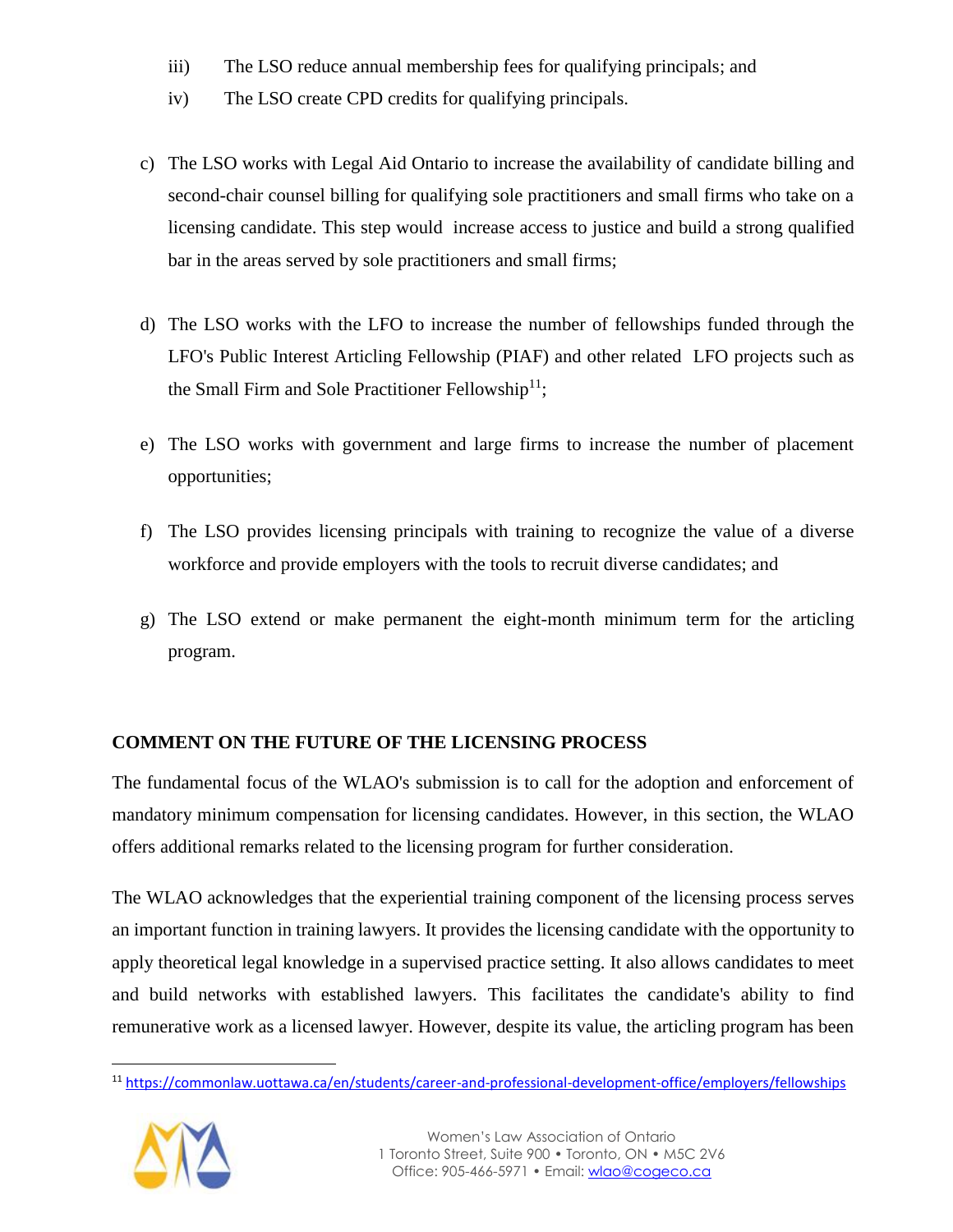iii) The LSO reduce annual membership fees for qualifying principals; and

iv) The LSO create CPD credits for qualifying principals.

c) The LSO works with Legal Aid Ontario to increase the availability of candidate billing and second-chair counsel billing for qualifying sole practitioners and small firms who take on a licensing candidate. This step would increase access to justice and build a strong qualified bar in the areas served by sole practitioners and small firms;

d) The LSO works with the LFO to increase the number of fellowships funded through the LFO's Public Interest Articling Fellowship (PIAF) and other related LFO projects such as the Small Firm and Sole Practitioner Fellowship[11];

e) The LSO works with government and large firms to increase the number of placement opportunities;

f) The LSO provides licensing principals with training to recognize the value of a diverse workforce and provide employers with the tools to recruit diverse candidates; and

g) The LSO extend or make permanent the eight-month minimum term for the articling program.

## COMMENT ON THE FUTURE OF THE LICENSING PROCESS

The fundamental focus of the WLAO's submission is to call for the adoption and enforcement of mandatory minimum compensation for licensing candidates. However, in this section, the WLAO offers additional remarks related to the licensing program for further consideration.

The WLAO acknowledges that the experiential training component of the licensing process serves an important function in training lawyers. It provides the licensing candidate with the opportunity to apply theoretical legal knowledge in a supervised practice setting. It also allows candidates to meet and build networks with established lawyers. This facilitates the candidate's ability to find remunerative work as a licensed lawyer. However, despite its value, the articling program has been

[11] https://commonlaw.uottawa.ca/en/students/career-and-professional-development-office/employers/fellowships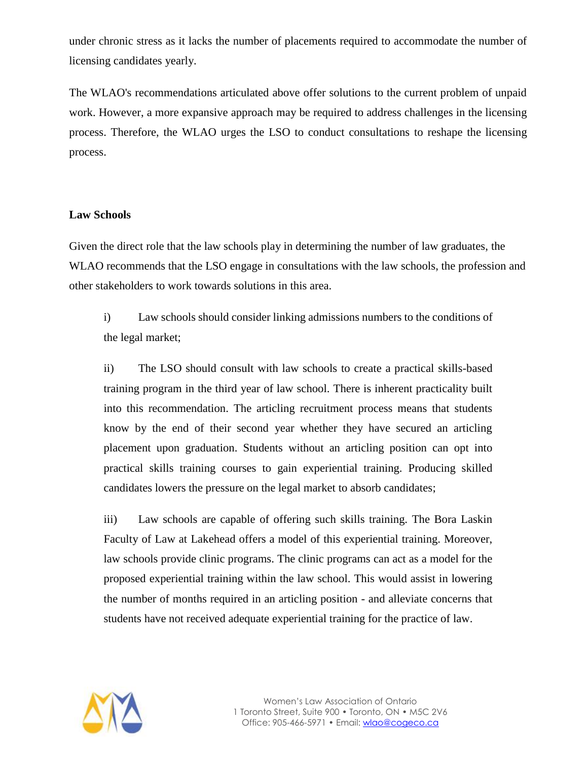under chronic stress as it lacks the number of placements required to accommodate the number of licensing candidates yearly.

The WLAO's recommendations articulated above offer solutions to the current problem of unpaid work. However, a more expansive approach may be required to address challenges in the licensing process. Therefore, the WLAO urges the LSO to conduct consultations to reshape the licensing process.

**Law Schools**

Given the direct role that the law schools play in determining the number of law graduates, the WLAO recommends that the LSO engage in consultations with the law schools, the profession and other stakeholders to work towards solutions in this area.

i) Law schools should consider linking admissions numbers to the conditions of the legal market;

ii) The LSO should consult with law schools to create a practical skills-based training program in the third year of law school. There is inherent practicality built into this recommendation. The articling recruitment process means that students know by the end of their second year whether they have secured an articling placement upon graduation. Students without an articling position can opt into practical skills training courses to gain experiential training. Producing skilled candidates lowers the pressure on the legal market to absorb candidates;

iii) Law schools are capable of offering such skills training. The Bora Laskin Faculty of Law at Lakehead offers a model of this experiential training. Moreover, law schools provide clinic programs. The clinic programs can act as a model for the proposed experiential training within the law school. This would assist in lowering the number of months required in an articling position - and alleviate concerns that students have not received adequate experiential training for the practice of law.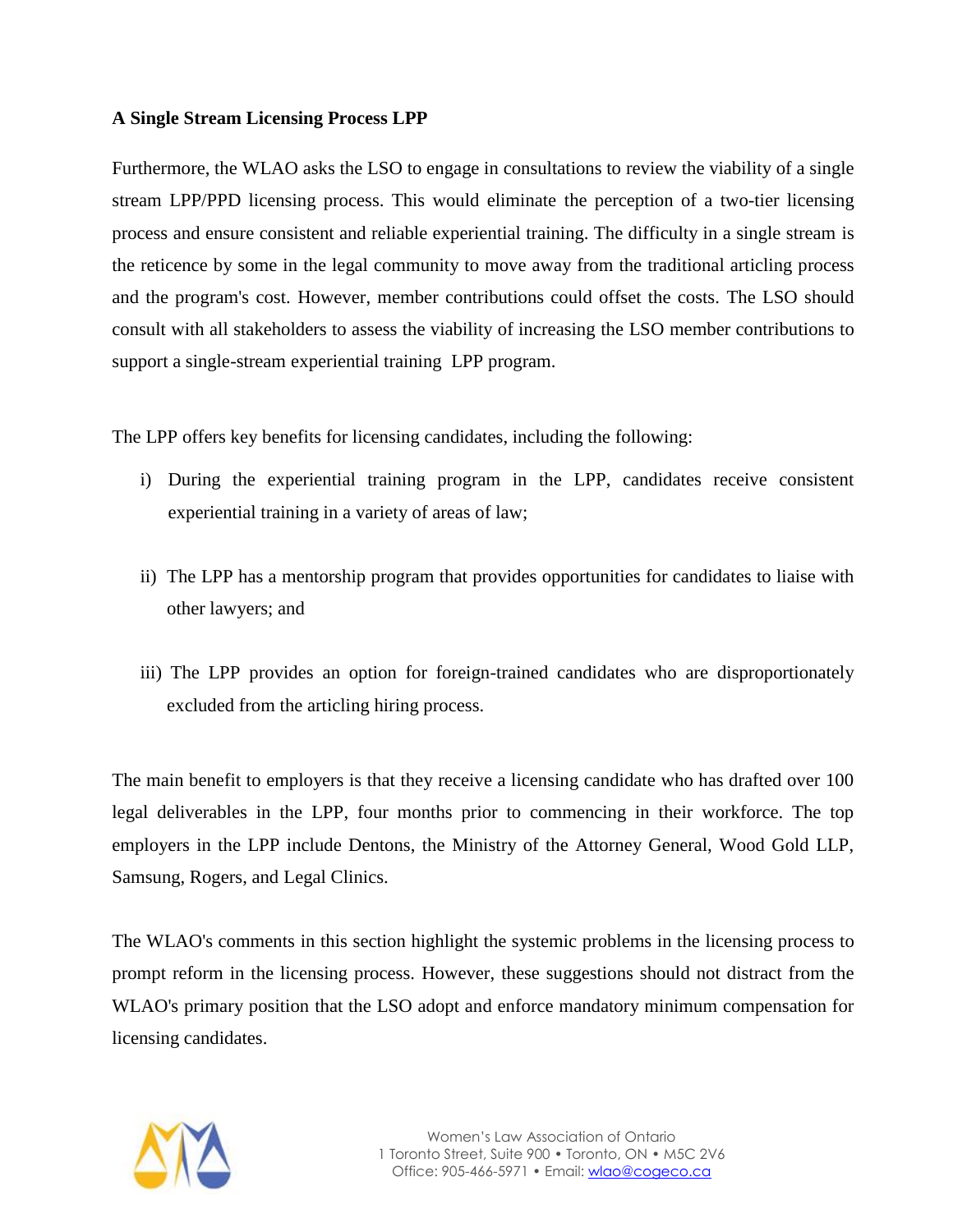**A Single Stream Licensing Process LPP**

Furthermore, the WLAO asks the LSO to engage in consultations to review the viability of a single stream LPP/PPD licensing process. This would eliminate the perception of a two-tier licensing process and ensure consistent and reliable experiential training. The difficulty in a single stream is the reticence by some in the legal community to move away from the traditional articling process and the program's cost. However, member contributions could offset the costs. The LSO should consult with all stakeholders to assess the viability of increasing the LSO member contributions to support a single-stream experiential training LPP program.

The LPP offers key benefits for licensing candidates, including the following:

i) During the experiential training program in the LPP, candidates receive consistent experiential training in a variety of areas of law;

ii) The LPP has a mentorship program that provides opportunities for candidates to liaise with other lawyers; and

iii) The LPP provides an option for foreign-trained candidates who are disproportionately excluded from the articling hiring process.

The main benefit to employers is that they receive a licensing candidate who has drafted over 100 legal deliverables in the LPP, four months prior to commencing in their workforce. The top employers in the LPP include Dentons, the Ministry of the Attorney General, Wood Gold LLP, Samsung, Rogers, and Legal Clinics.

The WLAO's comments in this section highlight the systemic problems in the licensing process to prompt reform in the licensing process. However, these suggestions should not distract from the WLAO's primary position that the LSO adopt and enforce mandatory minimum compensation for licensing candidates.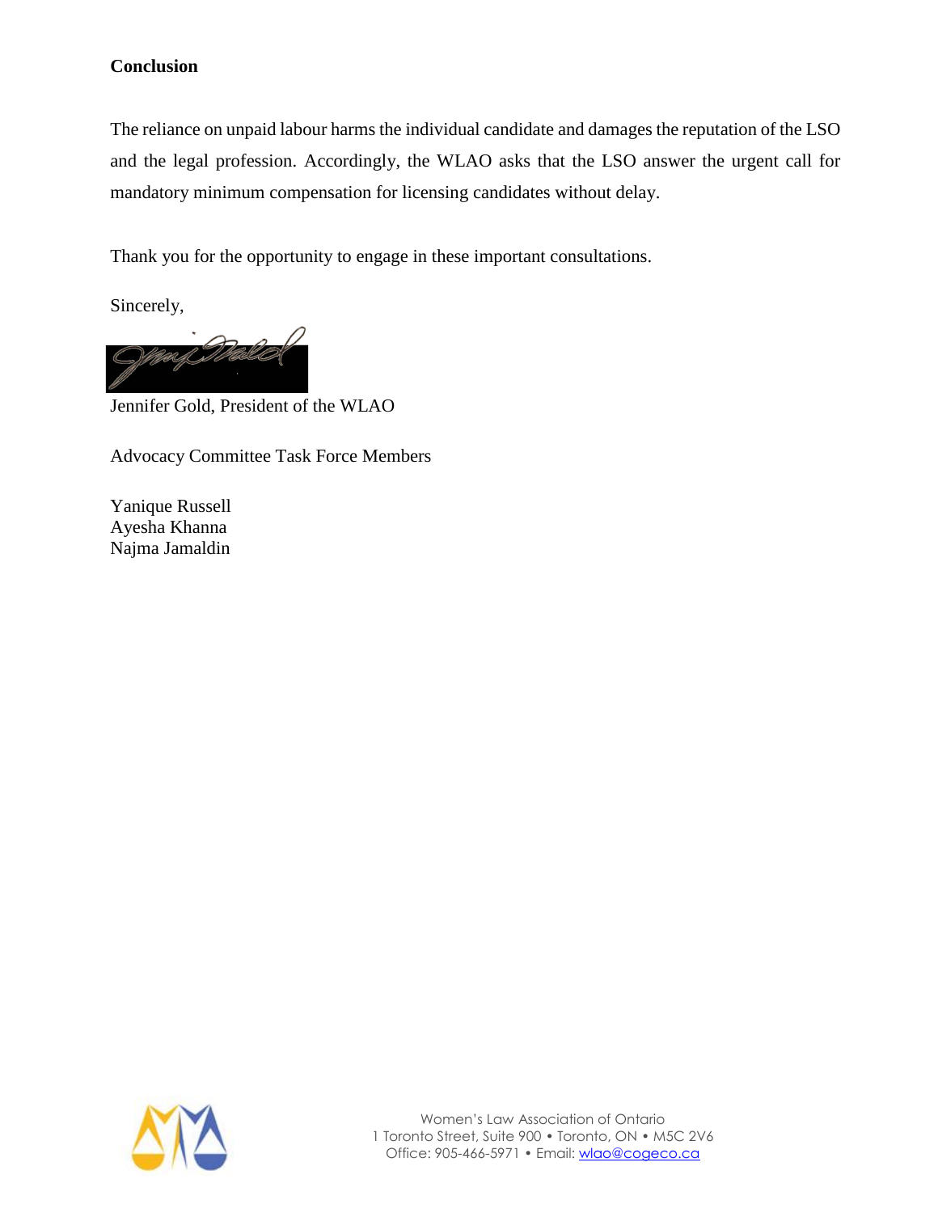**Conclusion**

The reliance on unpaid labour harms the individual candidate and damages the reputation of the LSO and the legal profession. Accordingly, the WLAO asks that the LSO answer the urgent call for mandatory minimum compensation for licensing candidates without delay.

Thank you for the opportunity to engage in these important consultations.

Sincerely,

Jennifer Gold, President of the WLAO

Advocacy Committee Task Force Members

Yanique Russell
Ayesha Khanna
Najma Jamaldin